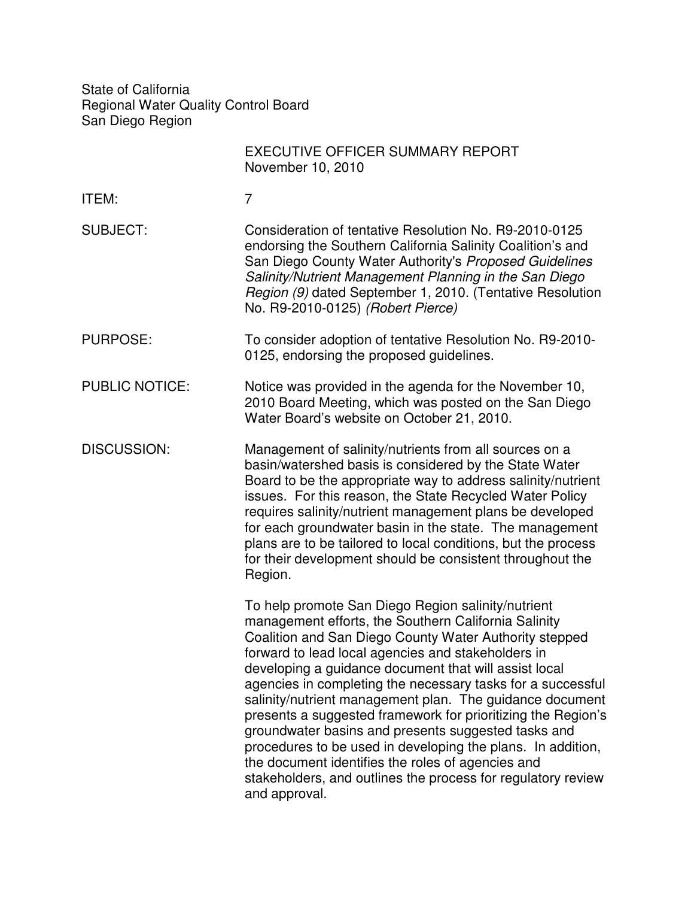State of California
Regional Water Quality Control Board
San Diego Region

EXECUTIVE OFFICER SUMMARY REPORT
November 10, 2010

| | |
|---|---|
| ITEM: | 7 |
| SUBJECT: | Consideration of tentative Resolution No. R9-2010-0125 endorsing the Southern California Salinity Coalition's and San Diego County Water Authority's *Proposed Guidelines Salinity/Nutrient Management Planning in the San Diego Region (9)* dated September 1, 2010. (Tentative Resolution No. R9-2010-0125) *(Robert Pierce)* |
| PURPOSE: | To consider adoption of tentative Resolution No. R9-2010-0125, endorsing the proposed guidelines. |
| PUBLIC NOTICE: | Notice was provided in the agenda for the November 10, 2010 Board Meeting, which was posted on the San Diego Water Board's website on October 21, 2010. |
| DISCUSSION: | Management of salinity/nutrients from all sources on a basin/watershed basis is considered by the State Water Board to be the appropriate way to address salinity/nutrient issues. For this reason, the State Recycled Water Policy requires salinity/nutrient management plans be developed for each groundwater basin in the state. The management plans are to be tailored to local conditions, but the process for their development should be consistent throughout the Region. |

To help promote San Diego Region salinity/nutrient management efforts, the Southern California Salinity Coalition and San Diego County Water Authority stepped forward to lead local agencies and stakeholders in developing a guidance document that will assist local agencies in completing the necessary tasks for a successful salinity/nutrient management plan. The guidance document presents a suggested framework for prioritizing the Region's groundwater basins and presents suggested tasks and procedures to be used in developing the plans. In addition, the document identifies the roles of agencies and stakeholders, and outlines the process for regulatory review and approval.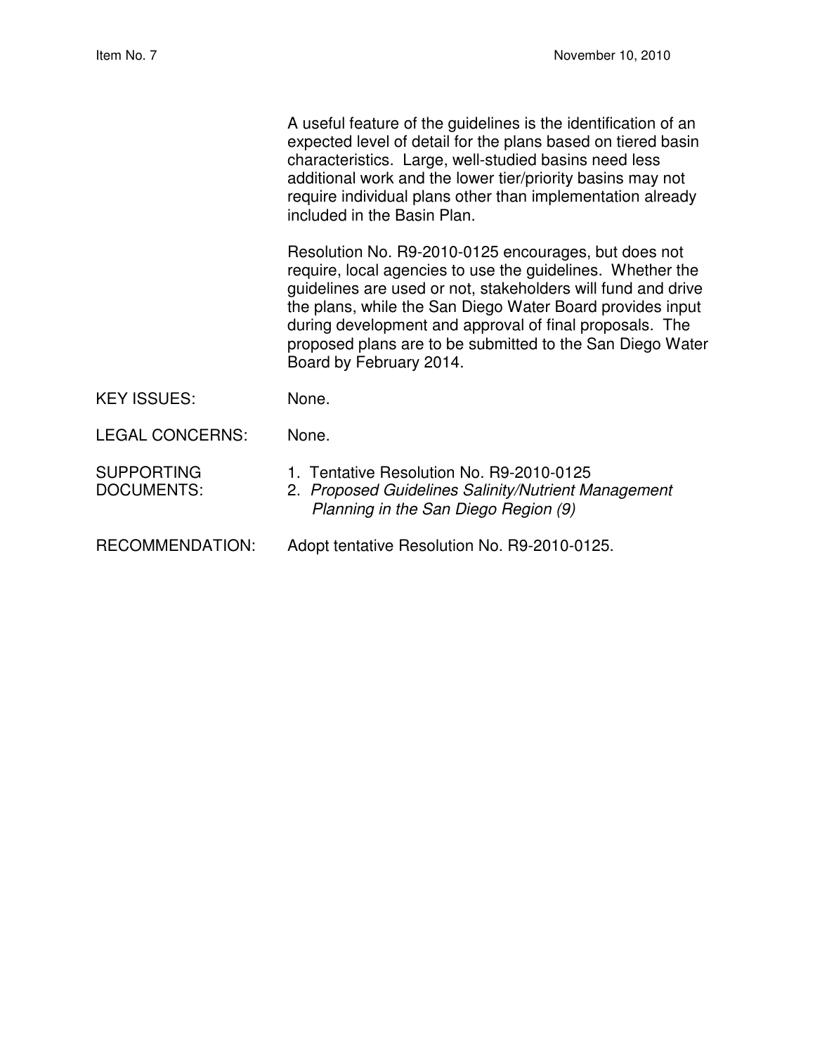A useful feature of the guidelines is the identification of an expected level of detail for the plans based on tiered basin characteristics. Large, well-studied basins need less additional work and the lower tier/priority basins may not require individual plans other than implementation already included in the Basin Plan.

Resolution No. R9-2010-0125 encourages, but does not require, local agencies to use the guidelines. Whether the guidelines are used or not, stakeholders will fund and drive the plans, while the San Diego Water Board provides input during development and approval of final proposals. The proposed plans are to be submitted to the San Diego Water Board by February 2014.

KEY ISSUES: None.

LEGAL CONCERNS: None.

SUPPORTING DOCUMENTS:

1. Tentative Resolution No. R9-2010-0125
2. *Proposed Guidelines Salinity/Nutrient Management Planning in the San Diego Region (9)*

RECOMMENDATION: Adopt tentative Resolution No. R9-2010-0125.